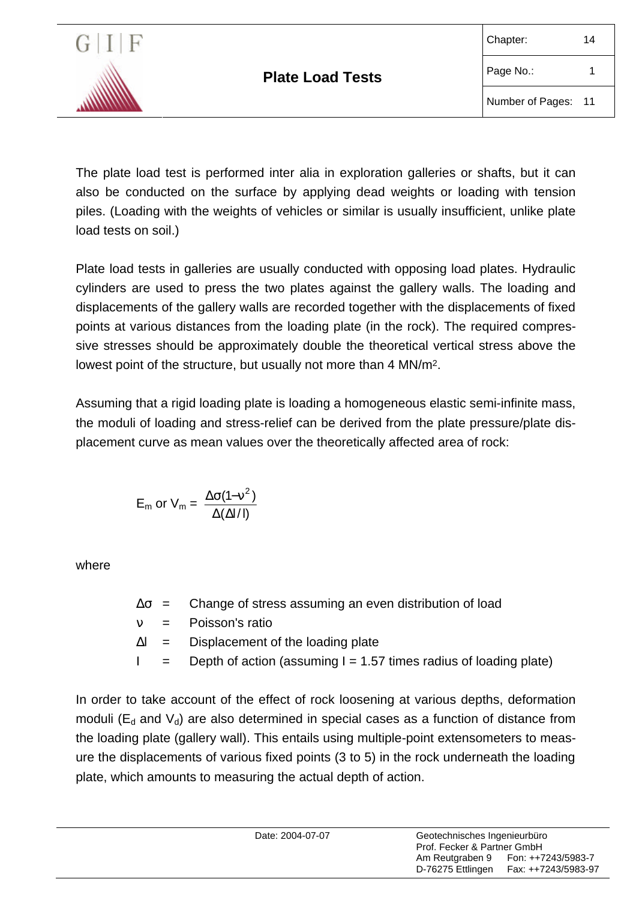# Plate Load Tests

The plate load test is performed inter alia in exploration galleries or shafts, but it can also be conducted on the surface by applying dead weights or loading with tension piles. (Loading with the weights of vehicles or similar is usually insufficient, unlike plate load tests on soil.)

Plate load tests in galleries are usually conducted with opposing load plates. Hydraulic cylinders are used to press the two plates against the gallery walls. The loading and displacements of the gallery walls are recorded together with the displacements of fixed points at various distances from the loading plate (in the rock). The required compressive stresses should be approximately double the theoretical vertical stress above the lowest point of the structure, but usually not more than 4 MN/m².

Assuming that a rigid loading plate is loading a homogeneous elastic semi-infinite mass, the moduli of loading and stress-relief can be derived from the plate pressure/plate displacement curve as mean values over the theoretically affected area of rock:

$$E_m \text{ or } V_m = \frac{\Delta\sigma(1-\nu^2)}{\Delta(\Delta l / l)}$$

where

- $\Delta\sigma$ = Change of stress assuming an even distribution of load
- $\nu$ = Poisson's ratio
- $\Delta l$ = Displacement of the loading plate
- $l$ = Depth of action (assuming $l$ = 1.57 times radius of loading plate)

In order to take account of the effect of rock loosening at various depths, deformation moduli ($E_d$ and $V_d$) are also determined in special cases as a function of distance from the loading plate (gallery wall). This entails using multiple-point extensometers to measure the displacements of various fixed points (3 to 5) in the rock underneath the loading plate, which amounts to measuring the actual depth of action.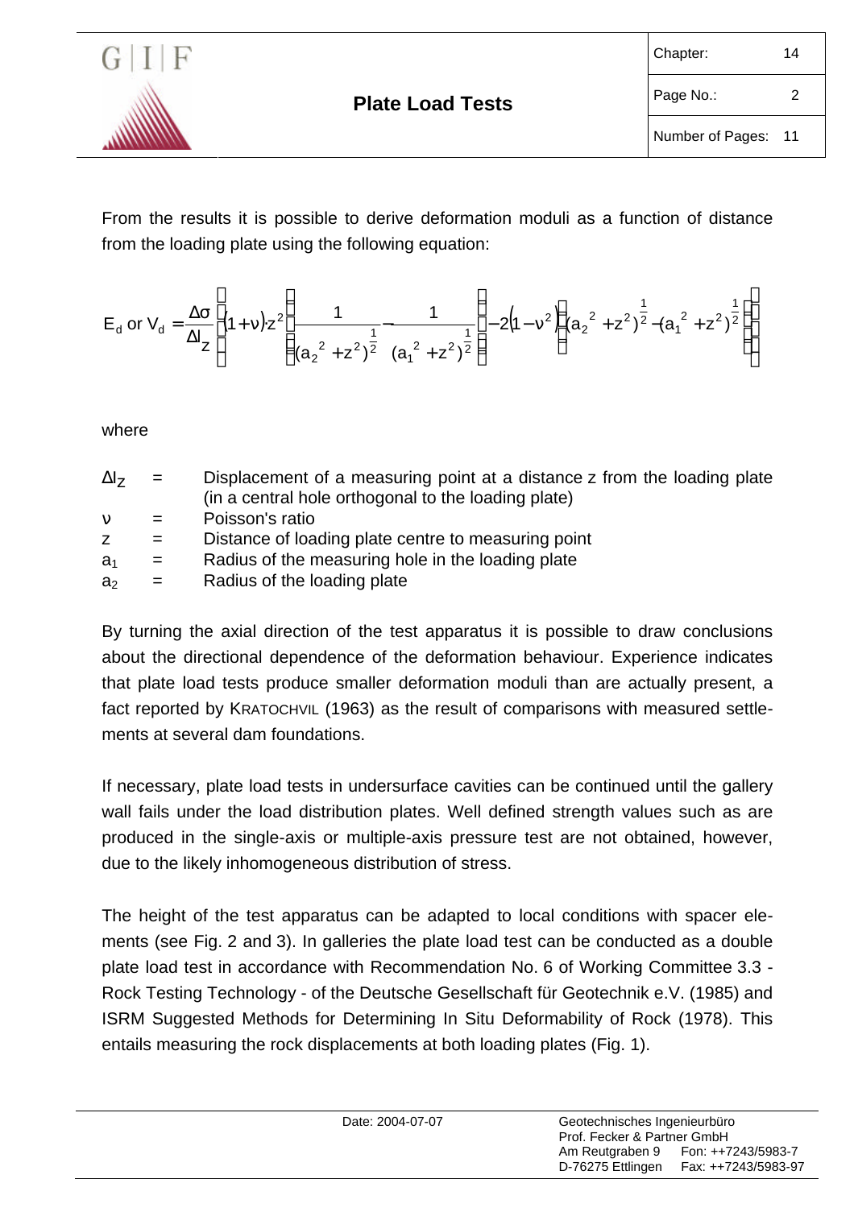From the results it is possible to derive deformation moduli as a function of distance from the loading plate using the following equation:

$$E_d \text{ or } V_d = \frac{\Delta\sigma}{\Delta l_Z}\left[(1+\nu)\cdot z^2\left[\frac{1}{(a_2^{\,2}+z^2)^{\frac{1}{2}}}-\frac{1}{(a_1^{\,2}+z^2)^{\frac{1}{2}}}\right]-2(1-\nu^2)\left[(a_2^{\,2}+z^2)^{\frac{1}{2}}-(a_1^{\,2}+z^2)^{\frac{1}{2}}\right]\right]$$

where

| | | |
|---|---|---|
| $\Delta l_Z$ | = | Displacement of a measuring point at a distance z from the loading plate (in a central hole orthogonal to the loading plate) |
| $\nu$ | = | Poisson's ratio |
| $z$ | = | Distance of loading plate centre to measuring point |
| $a_1$ | = | Radius of the measuring hole in the loading plate |
| $a_2$ | = | Radius of the loading plate |

By turning the axial direction of the test apparatus it is possible to draw conclusions about the directional dependence of the deformation behaviour. Experience indicates that plate load tests produce smaller deformation moduli than are actually present, a fact reported by KRATOCHVIL (1963) as the result of comparisons with measured settlements at several dam foundations.

If necessary, plate load tests in undersurface cavities can be continued until the gallery wall fails under the load distribution plates. Well defined strength values such as are produced in the single-axis or multiple-axis pressure test are not obtained, however, due to the likely inhomogeneous distribution of stress.

The height of the test apparatus can be adapted to local conditions with spacer elements (see Fig. 2 and 3). In galleries the plate load test can be conducted as a double plate load test in accordance with Recommendation No. 6 of Working Committee 3.3 - Rock Testing Technology - of the Deutsche Gesellschaft für Geotechnik e.V. (1985) and ISRM Suggested Methods for Determining In Situ Deformability of Rock (1978). This entails measuring the rock displacements at both loading plates (Fig. 1).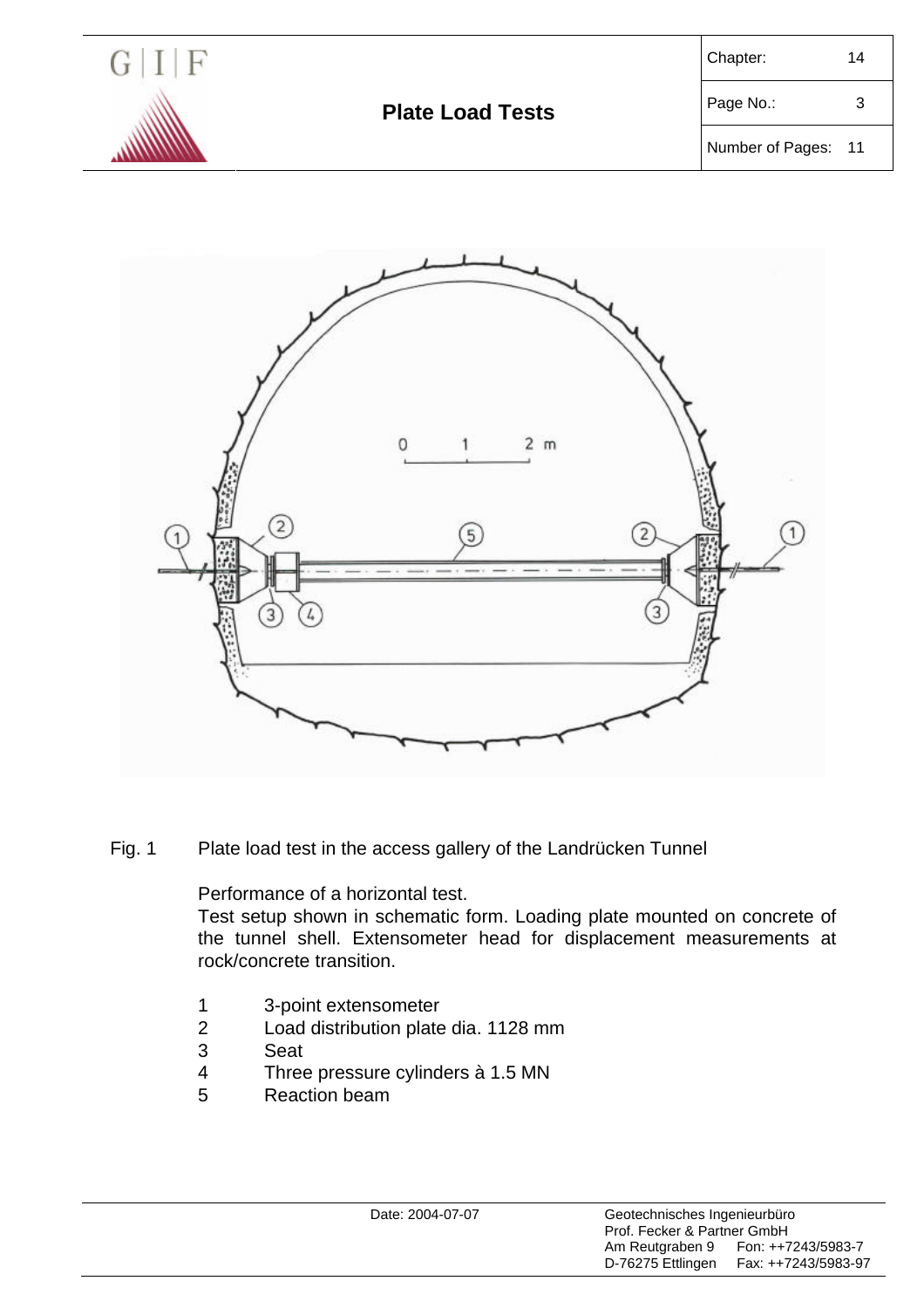Fig. 1 Plate load test in the access gallery of the Landrücken Tunnel

Performance of a horizontal test.
Test setup shown in schematic form. Loading plate mounted on concrete of the tunnel shell. Extensometer head for displacement measurements at rock/concrete transition.

1 3-point extensometer
2 Load distribution plate dia. 1128 mm
3 Seat
4 Three pressure cylinders à 1.5 MN
5 Reaction beam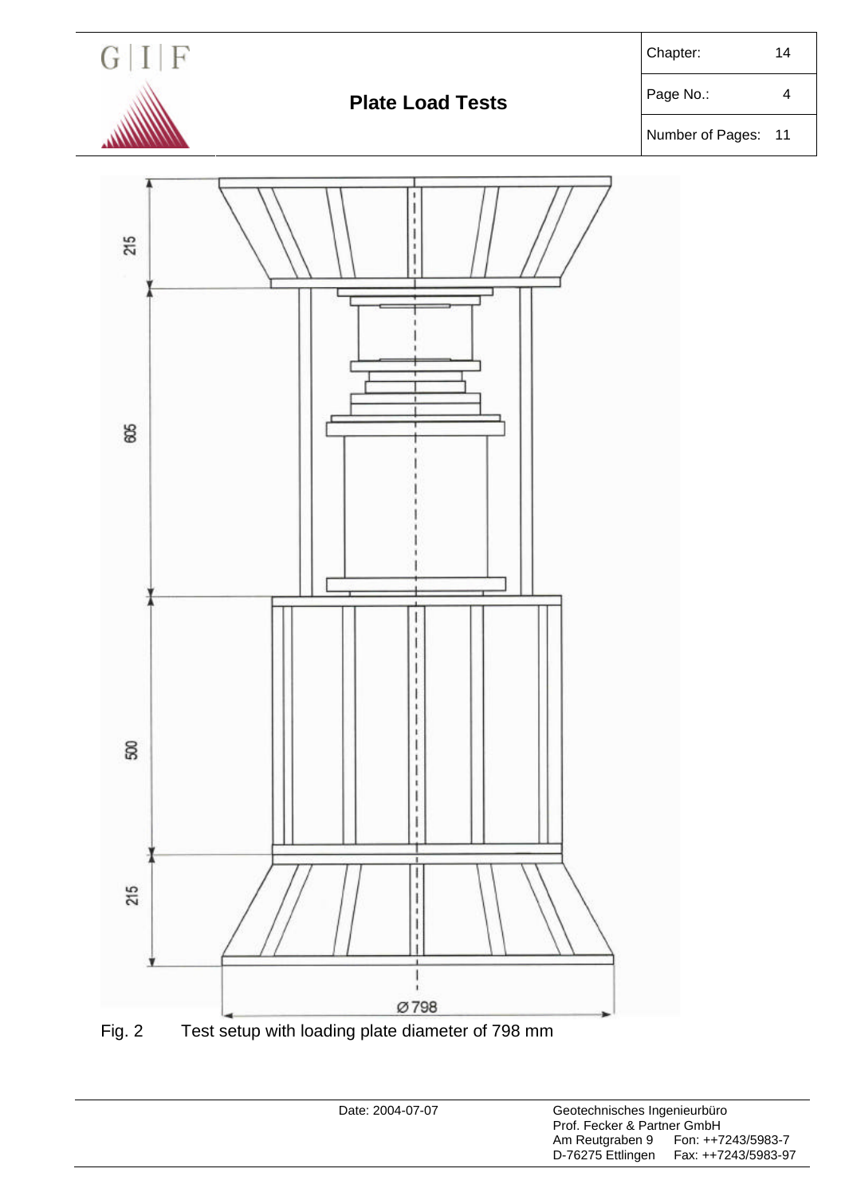Fig. 2 Test setup with loading plate diameter of 798 mm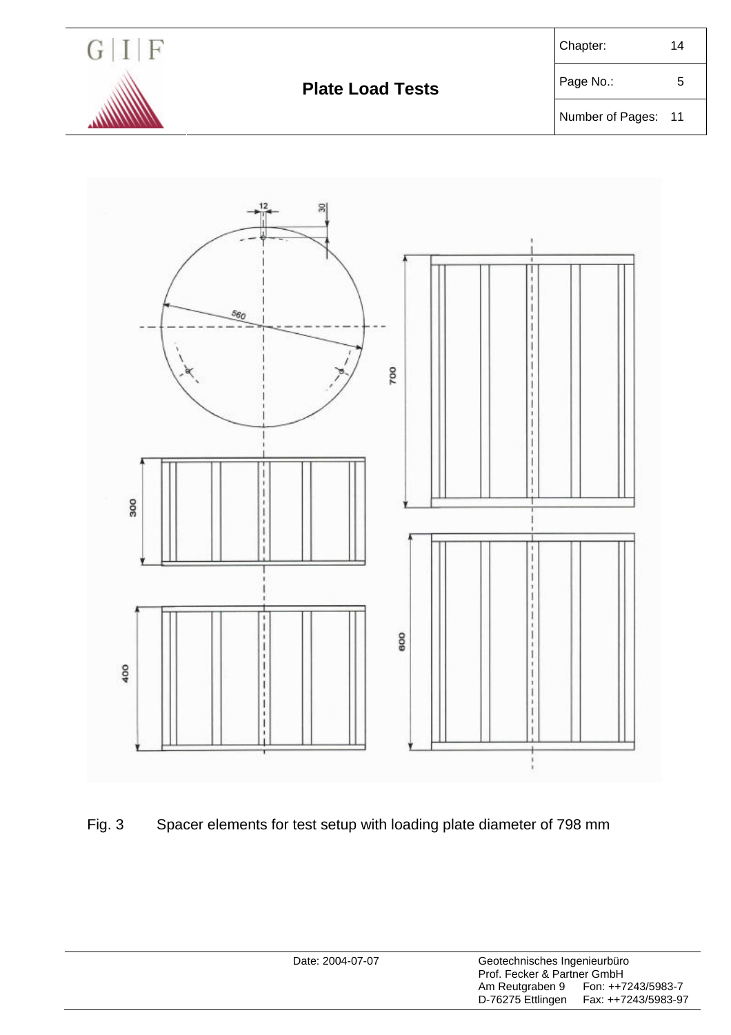Fig. 3 Spacer elements for test setup with loading plate diameter of 798 mm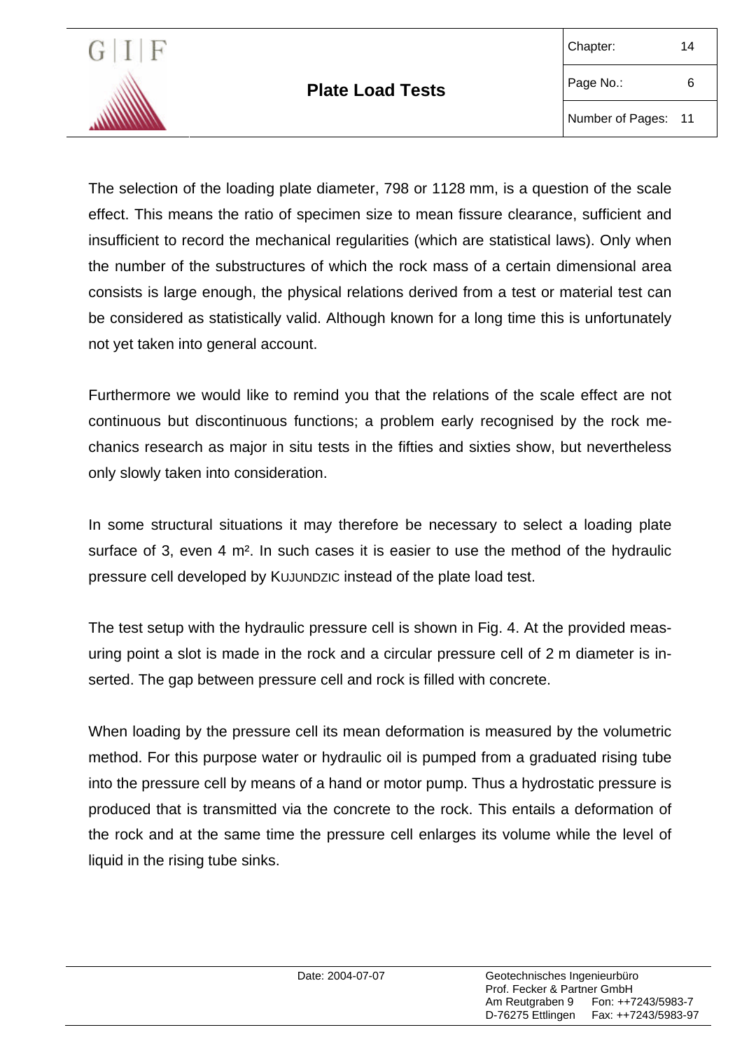The selection of the loading plate diameter, 798 or 1128 mm, is a question of the scale effect. This means the ratio of specimen size to mean fissure clearance, sufficient and insufficient to record the mechanical regularities (which are statistical laws). Only when the number of the substructures of which the rock mass of a certain dimensional area consists is large enough, the physical relations derived from a test or material test can be considered as statistically valid. Although known for a long time this is unfortunately not yet taken into general account.

Furthermore we would like to remind you that the relations of the scale effect are not continuous but discontinuous functions; a problem early recognised by the rock mechanics research as major in situ tests in the fifties and sixties show, but nevertheless only slowly taken into consideration.

In some structural situations it may therefore be necessary to select a loading plate surface of 3, even 4 m². In such cases it is easier to use the method of the hydraulic pressure cell developed by KUJUNDZIC instead of the plate load test.

The test setup with the hydraulic pressure cell is shown in Fig. 4. At the provided measuring point a slot is made in the rock and a circular pressure cell of 2 m diameter is inserted. The gap between pressure cell and rock is filled with concrete.

When loading by the pressure cell its mean deformation is measured by the volumetric method. For this purpose water or hydraulic oil is pumped from a graduated rising tube into the pressure cell by means of a hand or motor pump. Thus a hydrostatic pressure is produced that is transmitted via the concrete to the rock. This entails a deformation of the rock and at the same time the pressure cell enlarges its volume while the level of liquid in the rising tube sinks.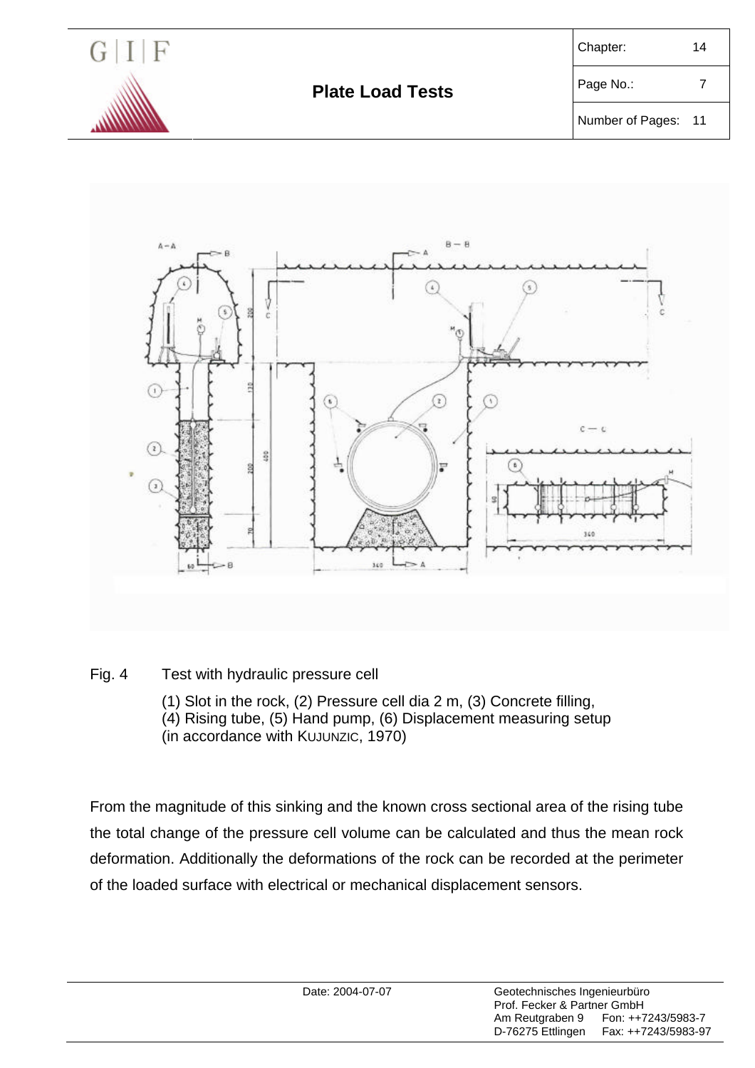Fig. 4 Test with hydraulic pressure cell

(1) Slot in the rock, (2) Pressure cell dia 2 m, (3) Concrete filling,
(4) Rising tube, (5) Hand pump, (6) Displacement measuring setup
(in accordance with KUJUNZIC, 1970)

From the magnitude of this sinking and the known cross sectional area of the rising tube the total change of the pressure cell volume can be calculated and thus the mean rock deformation. Additionally the deformations of the rock can be recorded at the perimeter of the loaded surface with electrical or mechanical displacement sensors.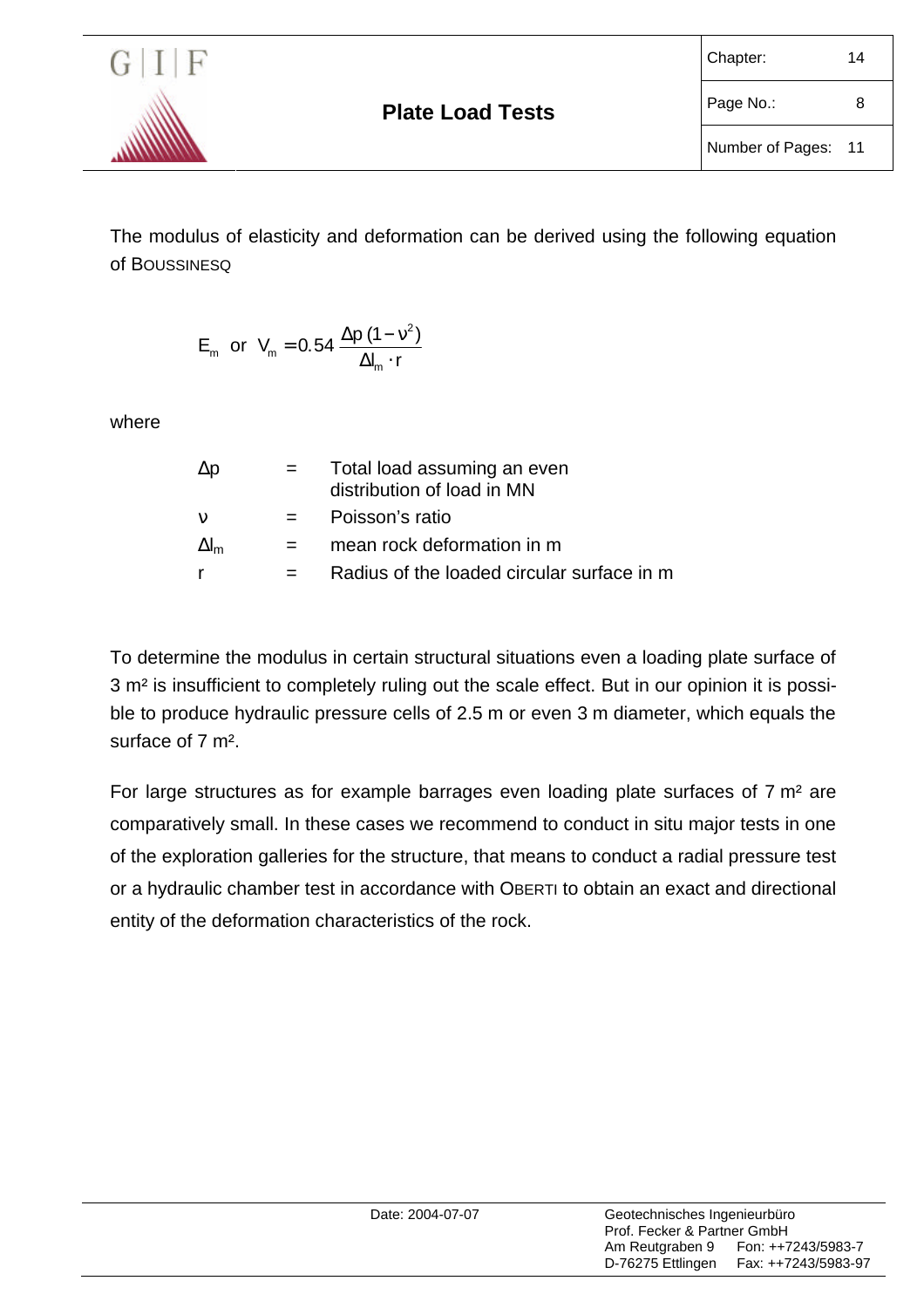The modulus of elasticity and deformation can be derived using the following equation of BOUSSINESQ

$$E_m \text{ or } V_m = 0.54 \frac{\Delta p\,(1-\nu^2)}{\Delta l_m \cdot r}$$

where

| | | |
|---|---|---|
| $\Delta p$ | = | Total load assuming an even distribution of load in MN |
| $\nu$ | = | Poisson's ratio |
| $\Delta l_m$ | = | mean rock deformation in m |
| $r$ | = | Radius of the loaded circular surface in m |

To determine the modulus in certain structural situations even a loading plate surface of 3 m² is insufficient to completely ruling out the scale effect. But in our opinion it is possible to produce hydraulic pressure cells of 2.5 m or even 3 m diameter, which equals the surface of 7 m².

For large structures as for example barrages even loading plate surfaces of 7 m² are comparatively small. In these cases we recommend to conduct in situ major tests in one of the exploration galleries for the structure, that means to conduct a radial pressure test or a hydraulic chamber test in accordance with OBERTI to obtain an exact and directional entity of the deformation characteristics of the rock.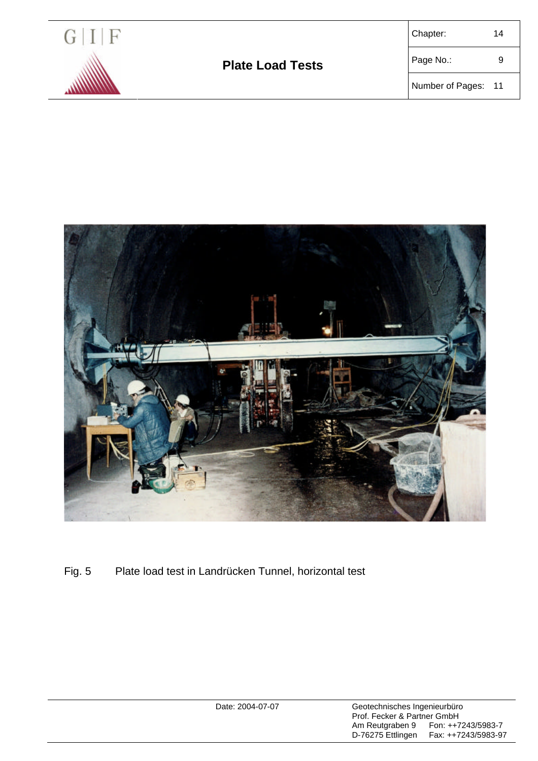Fig. 5 Plate load test in Landrücken Tunnel, horizontal test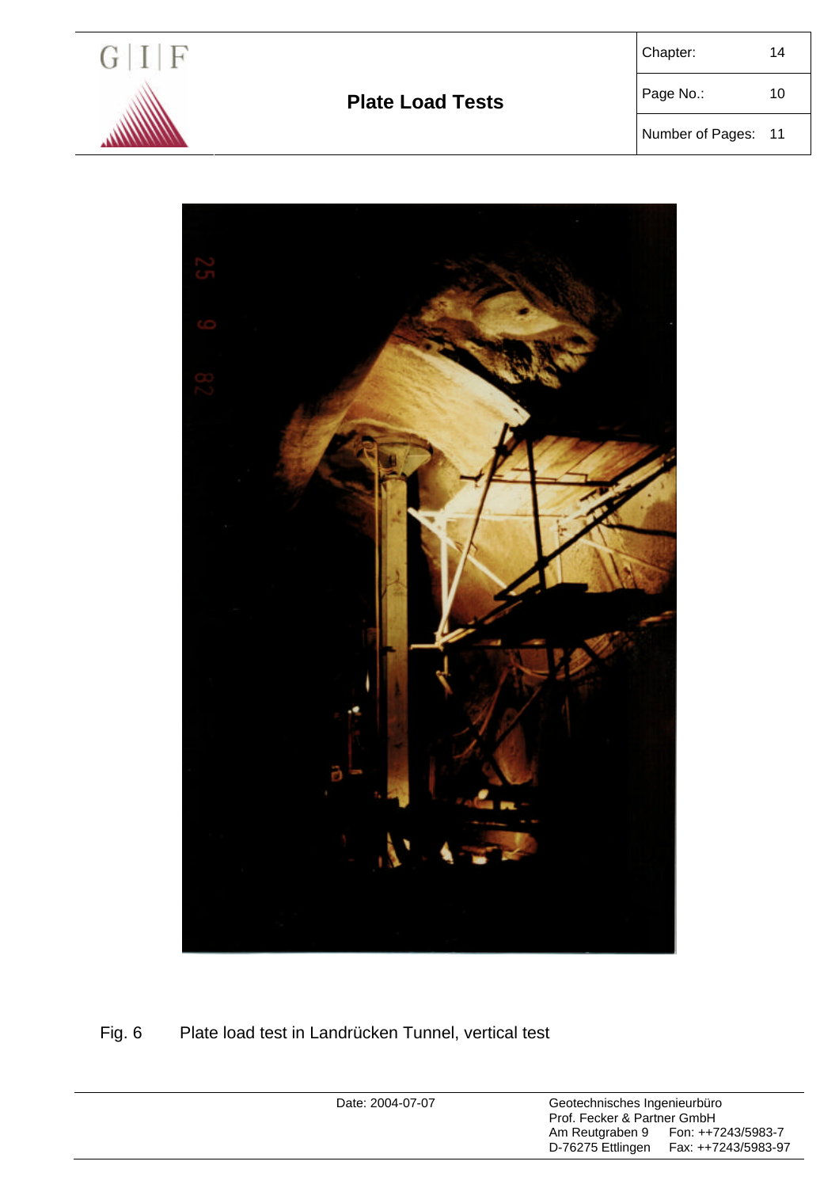Fig. 6 Plate load test in Landrücken Tunnel, vertical test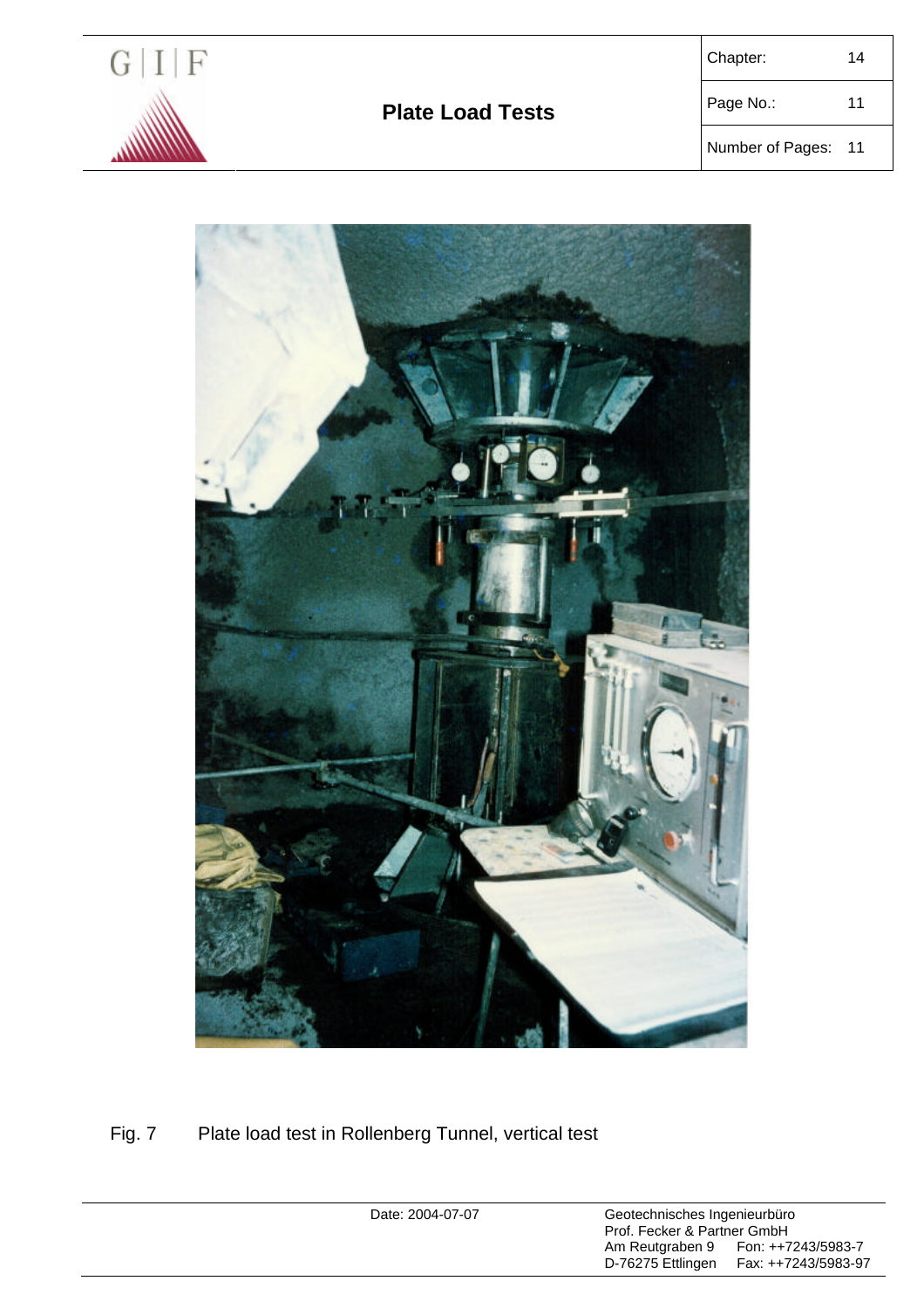Fig. 7 Plate load test in Rollenberg Tunnel, vertical test